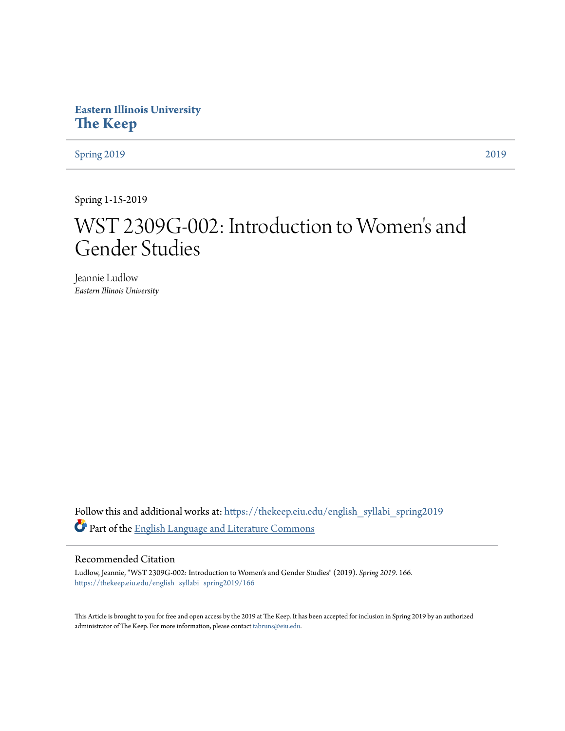**Eastern Illinois University**
# The Keep

Spring 2019 | 2019

Spring 1-15-2019

# WST 2309G-002: Introduction to Women's and Gender Studies

Jeannie Ludlow
*Eastern Illinois University*

Follow this and additional works at: https://thekeep.eiu.edu/english_syllabi_spring2019

Part of the English Language and Literature Commons

## Recommended Citation

Ludlow, Jeannie, "WST 2309G-002: Introduction to Women's and Gender Studies" (2019). *Spring 2019*. 166.
https://thekeep.eiu.edu/english_syllabi_spring2019/166

This Article is brought to you for free and open access by the 2019 at The Keep. It has been accepted for inclusion in Spring 2019 by an authorized administrator of The Keep. For more information, please contact tabruns@eiu.edu.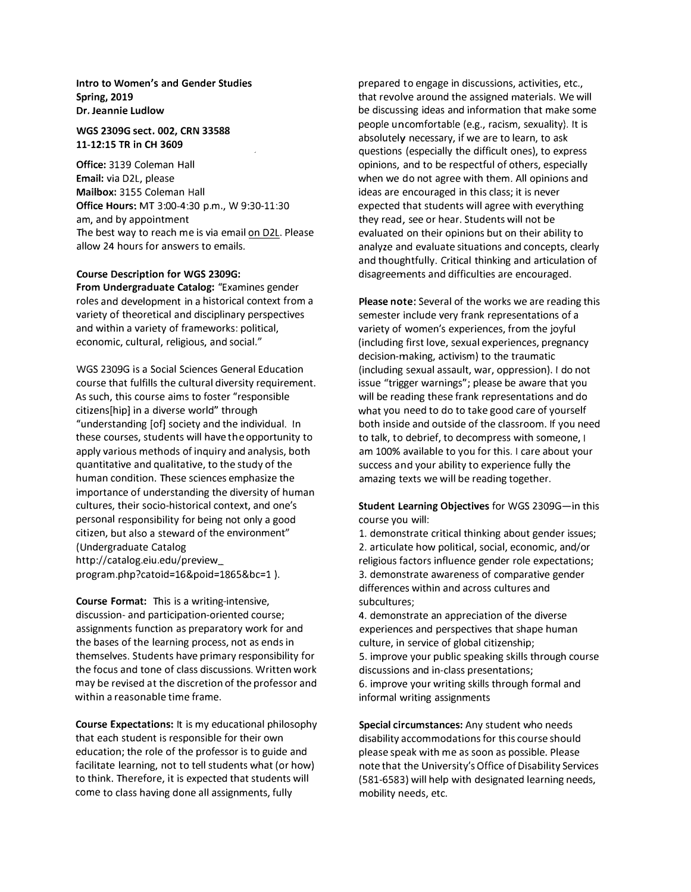**Intro to Women's and Gender Studies**
**Spring, 2019**
**Dr. Jeannie Ludlow**

**WGS 2309G sect. 002, CRN 33588**
**11-12:15 TR in CH 3609**

**Office:** 3139 Coleman Hall
**Email:** via D2L, please
**Mailbox:** 3155 Coleman Hall
**Office Hours:** MT 3:00-4:30 p.m., W 9:30-11:30 am, and by appointment
The best way to reach me is via email on D2L. Please allow 24 hours for answers to emails.

**Course Description for WGS 2309G:**
**From Undergraduate Catalog:** "Examines gender roles and development in a historical context from a variety of theoretical and disciplinary perspectives and within a variety of frameworks: political, economic, cultural, religious, and social."

WGS 2309G is a Social Sciences General Education course that fulfills the cultural diversity requirement. As such, this course aims to foster "responsible citizens[hip] in a diverse world" through "understanding [of] society and the individual. In these courses, students will have the opportunity to apply various methods of inquiry and analysis, both quantitative and qualitative, to the study of the human condition. These sciences emphasize the importance of understanding the diversity of human cultures, their socio-historical context, and one's personal responsibility for being not only a good citizen, but also a steward of the environment" (Undergraduate Catalog http://catalog.eiu.edu/preview_program.php?catoid=16&poid=1865&bc=1 ).

**Course Format:** This is a writing-intensive, discussion- and participation-oriented course; assignments function as preparatory work for and the bases of the learning process, not as ends in themselves. Students have primary responsibility for the focus and tone of class discussions. Written work may be revised at the discretion of the professor and within a reasonable time frame.

**Course Expectations:** It is my educational philosophy that each student is responsible for their own education; the role of the professor is to guide and facilitate learning, not to tell students what (or how) to think. Therefore, it is expected that students will come to class having done all assignments, fully prepared to engage in discussions, activities, etc., that revolve around the assigned materials. We will be discussing ideas and information that make some people uncomfortable (e.g., racism, sexuality). It is absolutely necessary, if we are to learn, to ask questions (especially the difficult ones), to express opinions, and to be respectful of others, especially when we do not agree with them. All opinions and ideas are encouraged in this class; it is never expected that students will agree with everything they read, see or hear. Students will not be evaluated on their opinions but on their ability to analyze and evaluate situations and concepts, clearly and thoughtfully. Critical thinking and articulation of disagreements and difficulties are encouraged.

**Please note:** Several of the works we are reading this semester include very frank representations of a variety of women's experiences, from the joyful (including first love, sexual experiences, pregnancy decision-making, activism) to the traumatic (including sexual assault, war, oppression). I do not issue "trigger warnings"; please be aware that you will be reading these frank representations and do what you need to do to take good care of yourself both inside and outside of the classroom. If you need to talk, to debrief, to decompress with someone, I am 100% available to you for this. I care about your success and your ability to experience fully the amazing texts we will be reading together.

**Student Learning Objectives** for WGS 2309G—in this course you will:

1. demonstrate critical thinking about gender issues;
2. articulate how political, social, economic, and/or religious factors influence gender role expectations;
3. demonstrate awareness of comparative gender differences within and across cultures and subcultures;
4. demonstrate an appreciation of the diverse experiences and perspectives that shape human culture, in service of global citizenship;
5. improve your public speaking skills through course discussions and in-class presentations;
6. improve your writing skills through formal and informal writing assignments

**Special circumstances:** Any student who needs disability accommodations for this course should please speak with me as soon as possible. Please note that the University's Office of Disability Services (581-6583) will help with designated learning needs, mobility needs, etc.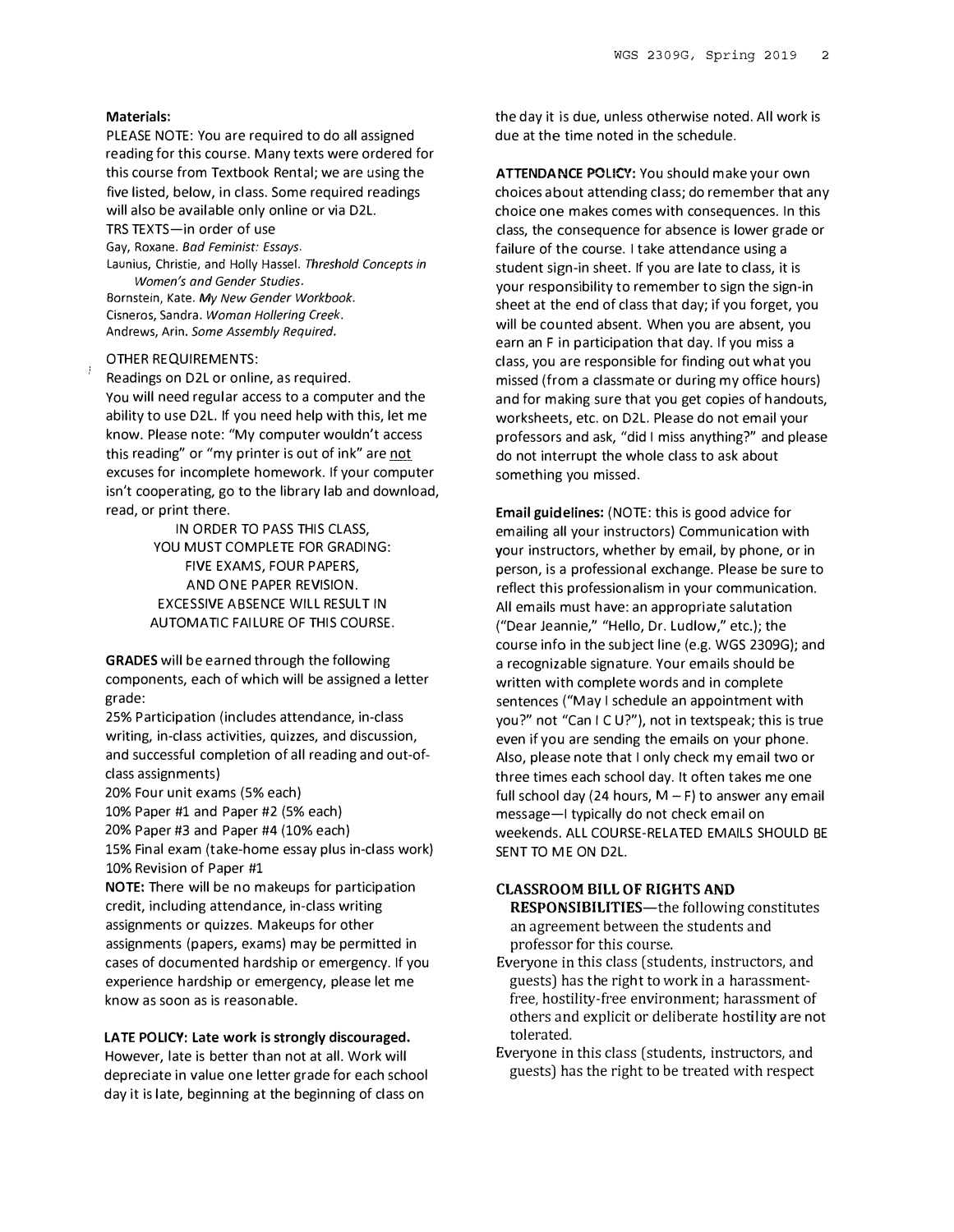**Materials:**

PLEASE NOTE: You are required to do all assigned reading for this course. Many texts were ordered for this course from Textbook Rental; we are using the five listed, below, in class. Some required readings will also be available only online or via D2L.

TRS TEXTS—in order of use

Gay, Roxane. *Bad Feminist: Essays*.

Launius, Christie, and Holly Hassel. *Threshold Concepts in Women's and Gender Studies*.

Bornstein, Kate. *My New Gender Workbook*.

Cisneros, Sandra. *Woman Hollering Creek*.

Andrews, Arin. *Some Assembly Required*.

OTHER REQUIREMENTS:

Readings on D2L or online, as required.

You will need regular access to a computer and the ability to use D2L. If you need help with this, let me know. Please note: "My computer wouldn't access this reading" or "my printer is out of ink" are <u>not</u> excuses for incomplete homework. If your computer isn't cooperating, go to the library lab and download, read, or print there.

IN ORDER TO PASS THIS CLASS,
YOU MUST COMPLETE FOR GRADING:
FIVE EXAMS, FOUR PAPERS,
AND ONE PAPER REVISION.
EXCESSIVE ABSENCE WILL RESULT IN
AUTOMATIC FAILURE OF THIS COURSE.

**GRADES** will be earned through the following components, each of which will be assigned a letter grade:

25% Participation (includes attendance, in-class writing, in-class activities, quizzes, and discussion, and successful completion of all reading and out-of-class assignments)

20% Four unit exams (5% each)

10% Paper #1 and Paper #2 (5% each)

20% Paper #3 and Paper #4 (10% each)

15% Final exam (take-home essay plus in-class work)

10% Revision of Paper #1

**NOTE:** There will be no makeups for participation credit, including attendance, in-class writing assignments or quizzes. Makeups for other assignments (papers, exams) may be permitted in cases of documented hardship or emergency. If you experience hardship or emergency, please let me know as soon as is reasonable.

**LATE POLICY: Late work is strongly discouraged.** However, late is better than not at all. Work will depreciate in value one letter grade for each school day it is late, beginning at the beginning of class on the day it is due, unless otherwise noted. All work is due at the time noted in the schedule.

**ATTENDANCE POLICY:** You should make your own choices about attending class; do remember that any choice one makes comes with consequences. In this class, the consequence for absence is lower grade or failure of the course. I take attendance using a student sign-in sheet. If you are late to class, it is your responsibility to remember to sign the sign-in sheet at the end of class that day; if you forget, you will be counted absent. When you are absent, you earn an F in participation that day. If you miss a class, you are responsible for finding out what you missed (from a classmate or during my office hours) and for making sure that you get copies of handouts, worksheets, etc. on D2L. Please do not email your professors and ask, "did I miss anything?" and please do not interrupt the whole class to ask about something you missed.

**Email guidelines:** (NOTE: this is good advice for emailing all your instructors) Communication with your instructors, whether by email, by phone, or in person, is a professional exchange. Please be sure to reflect this professionalism in your communication. All emails must have: an appropriate salutation ("Dear Jeannie," "Hello, Dr. Ludlow," etc.); the course info in the subject line (e.g. WGS 2309G); and a recognizable signature. Your emails should be written with complete words and in complete sentences ("May I schedule an appointment with you?" not "Can I C U?"), not in textspeak; this is true even if you are sending the emails on your phone. Also, please note that I only check my email two or three times each school day. It often takes me one full school day (24 hours, M – F) to answer any email message—I typically do not check email on weekends. ALL COURSE-RELATED EMAILS SHOULD BE SENT TO ME ON D2L.

**CLASSROOM BILL OF RIGHTS AND RESPONSIBILITIES**—the following constitutes an agreement between the students and professor for this course.

Everyone in this class (students, instructors, and guests) has the right to work in a harassment-free, hostility-free environment; harassment of others and explicit or deliberate hostility are not tolerated.

Everyone in this class (students, instructors, and guests) has the right to be treated with respect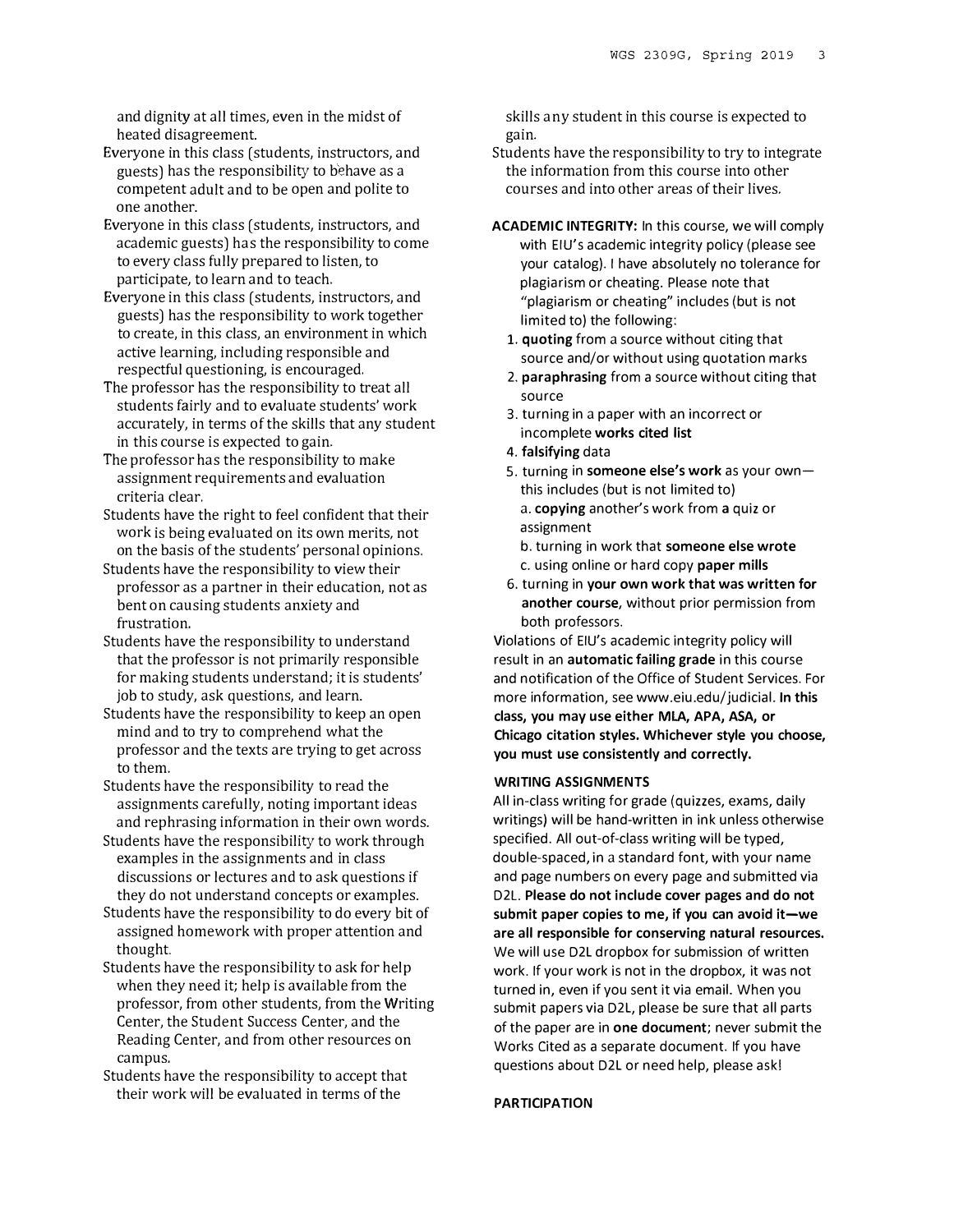and dignity at all times, even in the midst of heated disagreement.

Everyone in this class (students, instructors, and guests) has the responsibility to behave as a competent adult and to be open and polite to one another.

Everyone in this class (students, instructors, and academic guests) has the responsibility to come to every class fully prepared to listen, to participate, to learn and to teach.

Everyone in this class (students, instructors, and guests) has the responsibility to work together to create, in this class, an environment in which active learning, including responsible and respectful questioning, is encouraged.

The professor has the responsibility to treat all students fairly and to evaluate students' work accurately, in terms of the skills that any student in this course is expected to gain.

The professor has the responsibility to make assignment requirements and evaluation criteria clear.

Students have the right to feel confident that their work is being evaluated on its own merits, not on the basis of the students' personal opinions.

Students have the responsibility to view their professor as a partner in their education, not as bent on causing students anxiety and frustration.

Students have the responsibility to understand that the professor is not primarily responsible for making students understand; it is students' job to study, ask questions, and learn.

Students have the responsibility to keep an open mind and to try to comprehend what the professor and the texts are trying to get across to them.

Students have the responsibility to read the assignments carefully, noting important ideas and rephrasing information in their own words.

Students have the responsibility to work through examples in the assignments and in class discussions or lectures and to ask questions if they do not understand concepts or examples.

Students have the responsibility to do every bit of assigned homework with proper attention and thought.

Students have the responsibility to ask for help when they need it; help is available from the professor, from other students, from the Writing Center, the Student Success Center, and the Reading Center, and from other resources on campus.

Students have the responsibility to accept that their work will be evaluated in terms of the skills any student in this course is expected to gain.

Students have the responsibility to try to integrate the information from this course into other courses and into other areas of their lives.

**ACADEMIC INTEGRITY:** In this course, we will comply with EIU's academic integrity policy (please see your catalog). I have absolutely no tolerance for plagiarism or cheating. Please note that "plagiarism or cheating" includes (but is not limited to) the following:

1. **quoting** from a source without citing that source and/or without using quotation marks
2. **paraphrasing** from a source without citing that source
3. turning in a paper with an incorrect or incomplete **works cited list**
4. **falsifying** data
5. turning in **someone else's work** as your own—this includes (but is not limited to)
   a. **copying** another's work from a quiz or assignment
   b. turning in work that **someone else wrote**
   c. using online or hard copy **paper mills**
6. turning in **your own work that was written for another course**, without prior permission from both professors.

Violations of EIU's academic integrity policy will result in an **automatic failing grade** in this course and notification of the Office of Student Services. For more information, see www.eiu.edu/judicial. **In this class, you may use either MLA, APA, ASA, or Chicago citation styles. Whichever style you choose, you must use consistently and correctly.**

### WRITING ASSIGNMENTS

All in-class writing for grade (quizzes, exams, daily writings) will be hand-written in ink unless otherwise specified. All out-of-class writing will be typed, double-spaced, in a standard font, with your name and page numbers on every page and submitted via D2L. **Please do not include cover pages and do not submit paper copies to me, if you can avoid it—we are all responsible for conserving natural resources.** We will use D2L dropbox for submission of written work. If your work is not in the dropbox, it was not turned in, even if you sent it via email. When you submit papers via D2L, please be sure that all parts of the paper are in **one document**; never submit the Works Cited as a separate document. If you have questions about D2L or need help, please ask!

### PARTICIPATION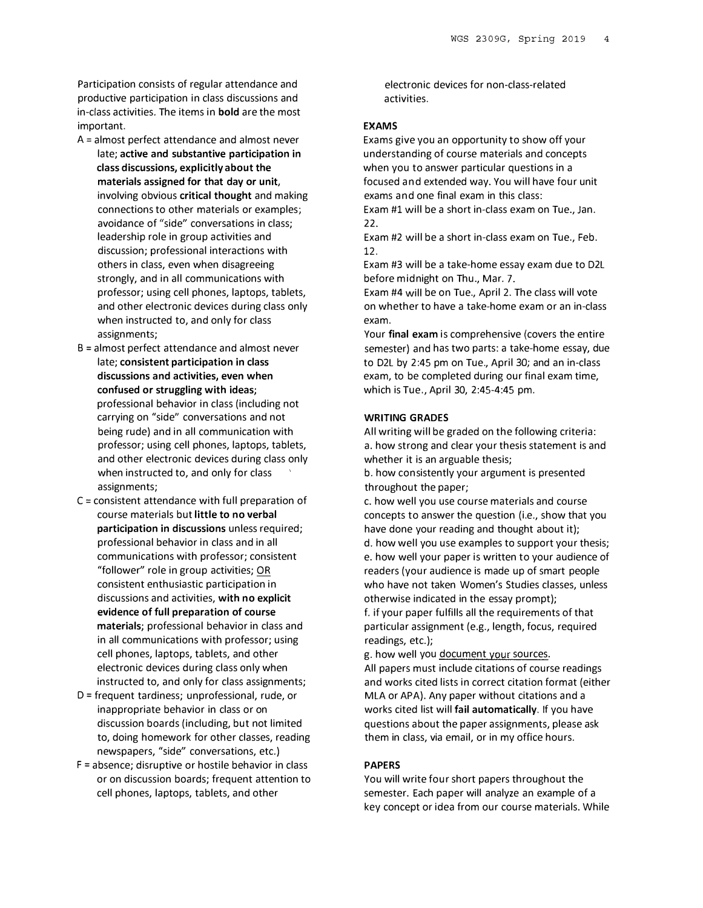Participation consists of regular attendance and productive participation in class discussions and in-class activities. The items in **bold** are the most important.

- A = almost perfect attendance and almost never late; **active and substantive participation in class discussions, explicitly about the materials assigned for that day or unit**, involving obvious **critical thought** and making connections to other materials or examples; avoidance of "side" conversations in class; leadership role in group activities and discussion; professional interactions with others in class, even when disagreeing strongly, and in all communications with professor; using cell phones, laptops, tablets, and other electronic devices during class only when instructed to, and only for class assignments;
- B = almost perfect attendance and almost never late; **consistent participation in class discussions and activities, even when confused or struggling with ideas**; professional behavior in class (including not carrying on "side" conversations and not being rude) and in all communication with professor; using cell phones, laptops, tablets, and other electronic devices during class only when instructed to, and only for class assignments;
- C = consistent attendance with full preparation of course materials but **little to no verbal participation in discussions** unless required; professional behavior in class and in all communications with professor; consistent "follower" role in group activities; OR consistent enthusiastic participation in discussions and activities, **with no explicit evidence of full preparation of course materials**; professional behavior in class and in all communications with professor; using cell phones, laptops, tablets, and other electronic devices during class only when instructed to, and only for class assignments;
- D = frequent tardiness; unprofessional, rude, or inappropriate behavior in class or on discussion boards (including, but not limited to, doing homework for other classes, reading newspapers, "side" conversations, etc.)
- F = absence; disruptive or hostile behavior in class or on discussion boards; frequent attention to cell phones, laptops, tablets, and other electronic devices for non-class-related activities.

**EXAMS**

Exams give you an opportunity to show off your understanding of course materials and concepts when you to answer particular questions in a focused and extended way. You will have four unit exams and one final exam in this class:

Exam #1 will be a short in-class exam on Tue., Jan. 22.

Exam #2 will be a short in-class exam on Tue., Feb. 12.

Exam #3 will be a take-home essay exam due to D2L before midnight on Thu., Mar. 7.

Exam #4 will be on Tue., April 2. The class will vote on whether to have a take-home exam or an in-class exam.

Your **final exam** is comprehensive (covers the entire semester) and has two parts: a take-home essay, due to D2L by 2:45 pm on Tue., April 30; and an in-class exam, to be completed during our final exam time, which is Tue., April 30, 2:45-4:45 pm.

**WRITING GRADES**

All writing will be graded on the following criteria:

a. how strong and clear your thesis statement is and whether it is an arguable thesis;

b. how consistently your argument is presented throughout the paper;

c. how well you use course materials and course concepts to answer the question (i.e., show that you have done your reading and thought about it);

d. how well you use examples to support your thesis;

e. how well your paper is written to your audience of readers (your audience is made up of smart people who have not taken Women's Studies classes, unless otherwise indicated in the essay prompt);

f. if your paper fulfills all the requirements of that particular assignment (e.g., length, focus, required readings, etc.);

g. how well you document your sources.

All papers must include citations of course readings and works cited lists in correct citation format (either MLA or APA). Any paper without citations and a works cited list will **fail automatically**. If you have questions about the paper assignments, please ask them in class, via email, or in my office hours.

**PAPERS**

You will write four short papers throughout the semester. Each paper will analyze an example of a key concept or idea from our course materials. While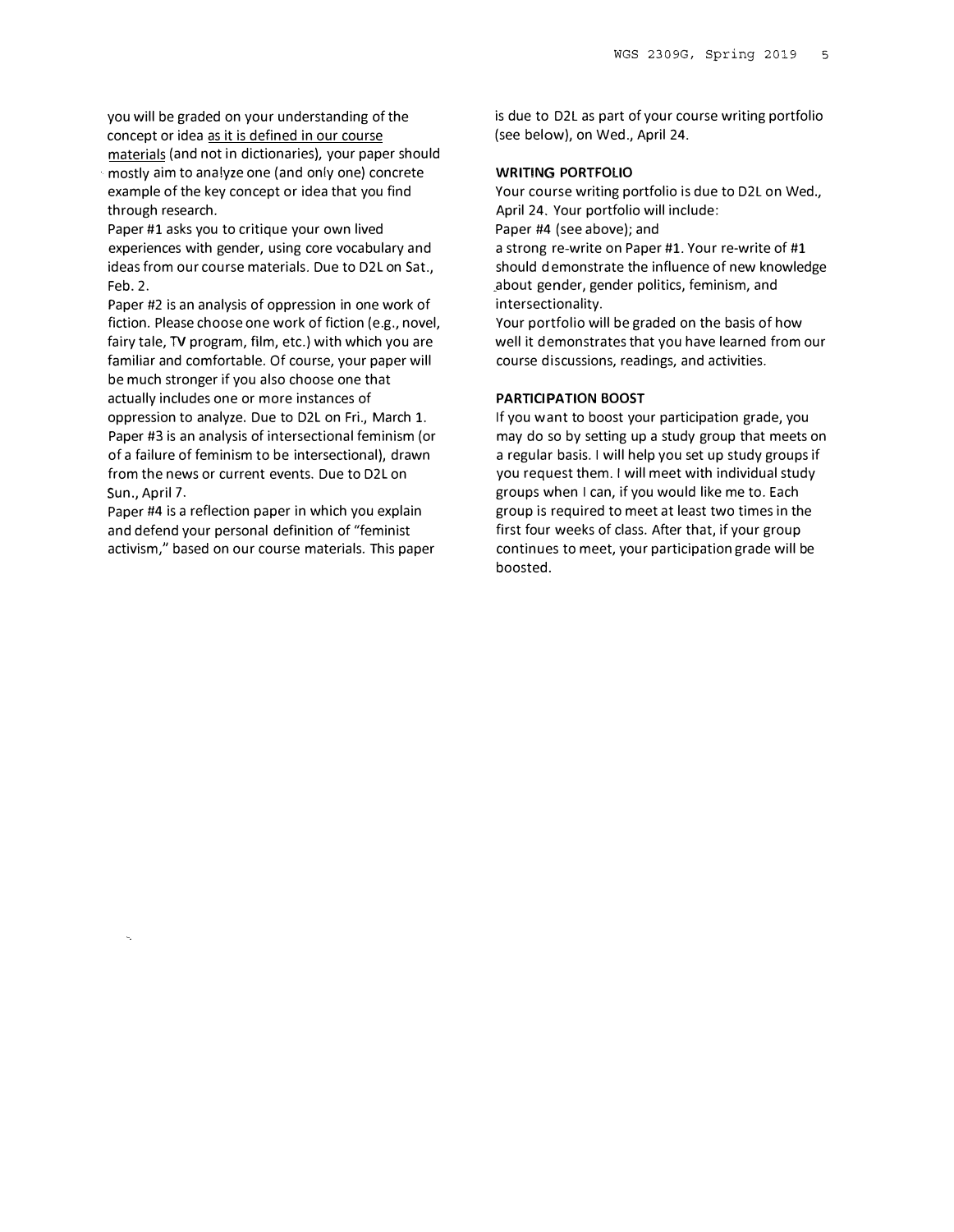you will be graded on your understanding of the concept or idea as it is defined in our course materials (and not in dictionaries), your paper should mostly aim to analyze one (and only one) concrete example of the key concept or idea that you find through research.

Paper #1 asks you to critique your own lived experiences with gender, using core vocabulary and ideas from our course materials. Due to D2L on Sat., Feb. 2.

Paper #2 is an analysis of oppression in one work of fiction. Please choose one work of fiction (e.g., novel, fairy tale, TV program, film, etc.) with which you are familiar and comfortable. Of course, your paper will be much stronger if you also choose one that actually includes one or more instances of oppression to analyze. Due to D2L on Fri., March 1.

Paper #3 is an analysis of intersectional feminism (or of a failure of feminism to be intersectional), drawn from the news or current events. Due to D2L on Sun., April 7.

Paper #4 is a reflection paper in which you explain and defend your personal definition of "feminist activism," based on our course materials. This paper is due to D2L as part of your course writing portfolio (see below), on Wed., April 24.

**WRITING PORTFOLIO**

Your course writing portfolio is due to D2L on Wed., April 24. Your portfolio will include:

Paper #4 (see above); and

a strong re-write on Paper #1. Your re-write of #1 should demonstrate the influence of new knowledge about gender, gender politics, feminism, and intersectionality.

Your portfolio will be graded on the basis of how well it demonstrates that you have learned from our course discussions, readings, and activities.

**PARTICIPATION BOOST**

If you want to boost your participation grade, you may do so by setting up a study group that meets on a regular basis. I will help you set up study groups if you request them. I will meet with individual study groups when I can, if you would like me to. Each group is required to meet at least two times in the first four weeks of class. After that, if your group continues to meet, your participation grade will be boosted.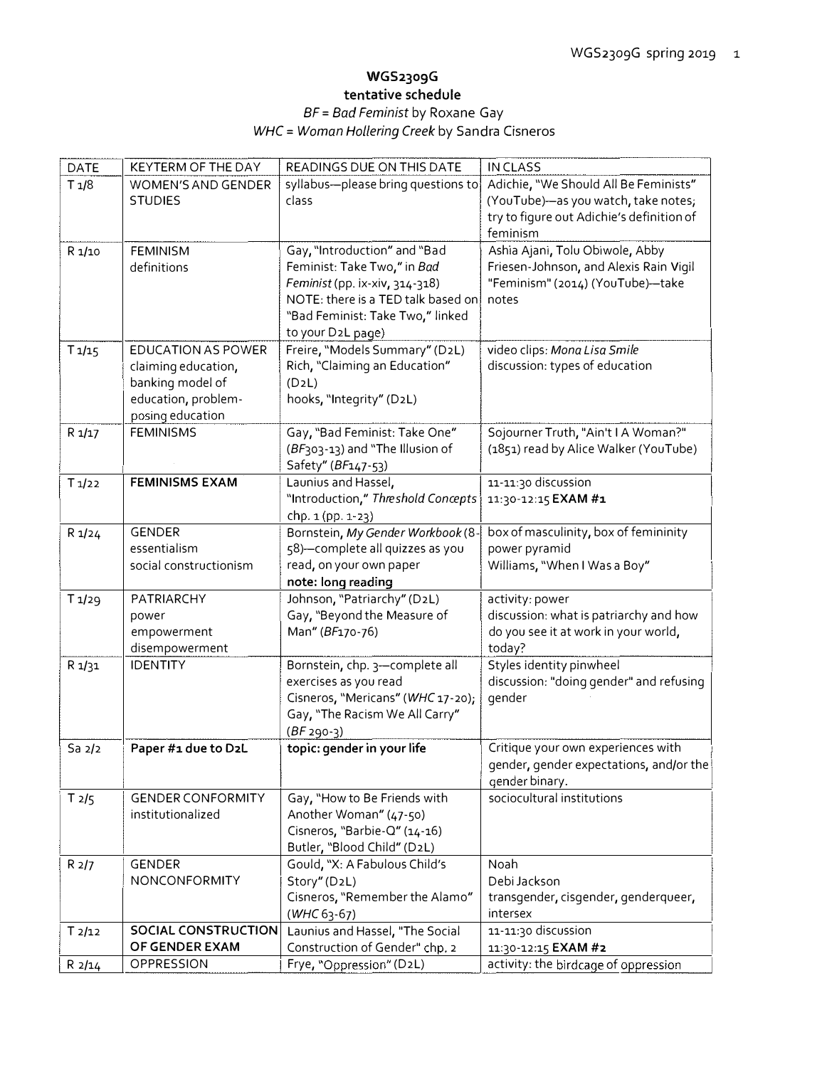**WGS2309G**

**tentative schedule**

*BF* = *Bad Feminist* by Roxane Gay

*WHC* = *Woman Hollering Creek* by Sandra Cisneros

| DATE | KEYTERM OF THE DAY | READINGS DUE ON THIS DATE | IN CLASS |
|---|---|---|---|
| T 1/8 | WOMEN'S AND GENDER STUDIES | syllabus—please bring questions to class | Adichie, "We Should All Be Feminists" (YouTube)—as you watch, take notes; try to figure out Adichie's definition of feminism |
| R 1/10 | FEMINISM<br>definitions | Gay, "Introduction" and "Bad Feminist: Take Two," in *Bad Feminist* (pp. ix-xiv, 314-318)<br>NOTE: there is a TED talk based on "Bad Feminist: Take Two," linked to your D2L page) | Ashia Ajani, Tolu Obiwole, Abby Friesen-Johnson, and Alexis Rain Vigil "Feminism" (2014) (YouTube)—take notes |
| T 1/15 | EDUCATION AS POWER<br>claiming education, banking model of education, problem-posing education | Freire, "Models Summary" (D2L)<br>Rich, "Claiming an Education" (D2L)<br>hooks, "Integrity" (D2L) | video clips: *Mona Lisa Smile*<br>discussion: types of education |
| R 1/17 | FEMINISMS | Gay, "Bad Feminist: Take One" (*BF*303-13) and "The Illusion of Safety" (*BF*147-53) | Sojourner Truth, "Ain't I A Woman?" (1851) read by Alice Walker (YouTube) |
| T 1/22 | **FEMINISMS EXAM** | Launius and Hassel, "Introduction," *Threshold Concepts* chp. 1 (pp. 1-23) | 11-11:30 discussion<br>11:30-12:15 **EXAM #1** |
| R 1/24 | GENDER<br>essentialism<br>social constructionism | Bornstein, *My Gender Workbook* (8-58)—complete all quizzes as you read, on your own paper<br>**note: long reading** | box of masculinity, box of femininity<br>power pyramid<br>Williams, "When I Was a Boy" |
| T 1/29 | PATRIARCHY<br>power<br>empowerment<br>disempowerment | Johnson, "Patriarchy" (D2L)<br>Gay, "Beyond the Measure of Man" (*BF*170-76) | activity: power<br>discussion: what is patriarchy and how do you see it at work in your world, today? |
| R 1/31 | IDENTITY | Bornstein, chp. 3—complete all exercises as you read<br>Cisneros, "Mericans" (*WHC* 17-20);<br>Gay, "The Racism We All Carry" (*BF* 290-3) | Styles identity pinwheel<br>discussion: "doing gender" and refusing gender |
| Sa 2/2 | **Paper #1 due to D2L** | **topic: gender in your life** | Critique your own experiences with gender, gender expectations, and/or the gender binary. |
| T 2/5 | GENDER CONFORMITY<br>institutionalized | Gay, "How to Be Friends with Another Woman" (47-50)<br>Cisneros, "Barbie-Q" (14-16)<br>Butler, "Blood Child" (D2L) | sociocultural institutions |
| R 2/7 | GENDER NONCONFORMITY | Gould, "X: A Fabulous Child's Story" (D2L)<br>Cisneros, "Remember the Alamo" (*WHC* 63-67) | Noah<br>Debi Jackson<br>transgender, cisgender, genderqueer, intersex |
| T 2/12 | **SOCIAL CONSTRUCTION OF GENDER EXAM** | Launius and Hassel, "The Social Construction of Gender" chp. 2 | 11-11:30 discussion<br>11:30-12:15 **EXAM #2** |
| R 2/14 | OPPRESSION | Frye, "Oppression" (D2L) | activity: the birdcage of oppression |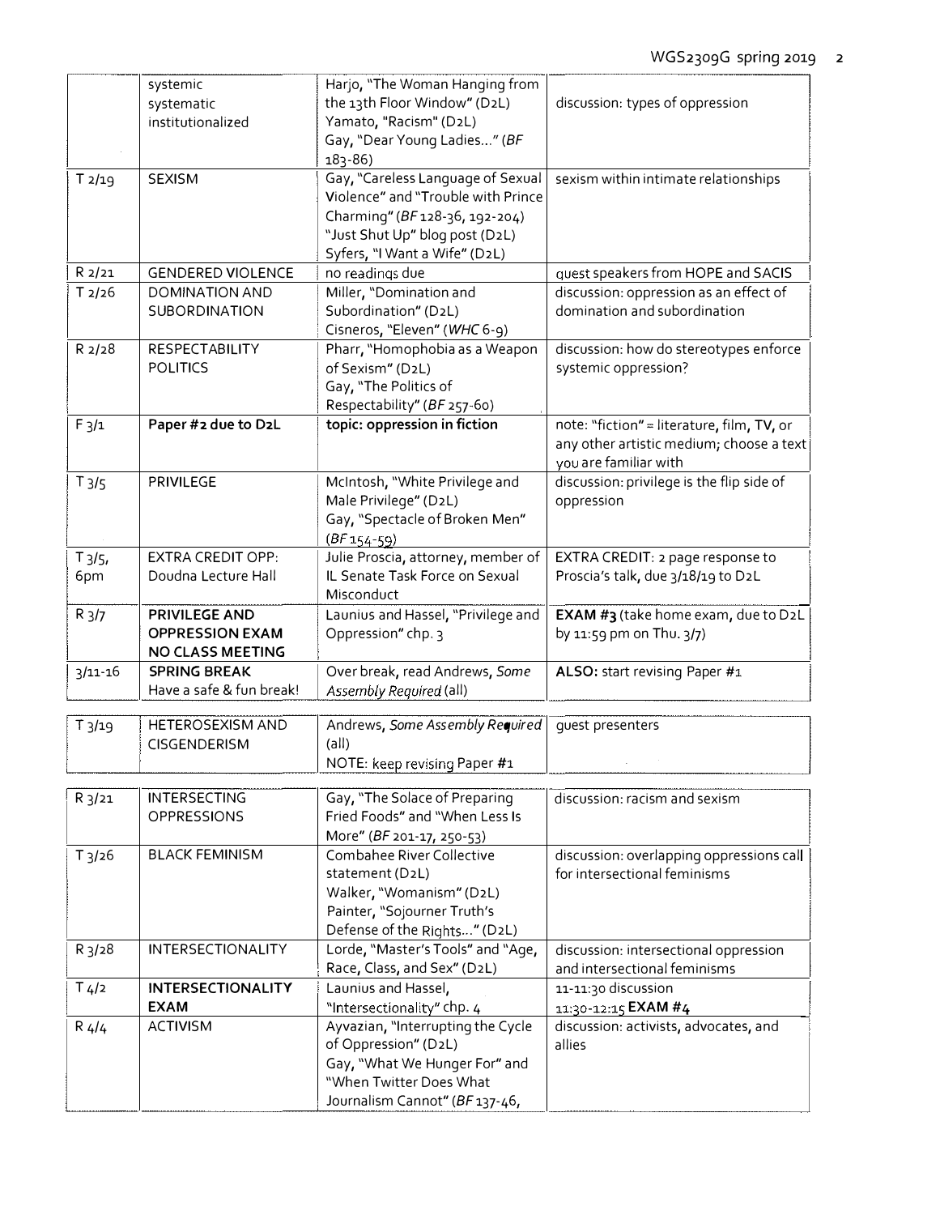| | | | |
|---|---|---|---|
| | systemic<br>systematic<br>institutionalized | Harjo, "The Woman Hanging from the 13th Floor Window" (D2L)<br>Yamato, "Racism" (D2L)<br>Gay, "Dear Young Ladies..." (*BF* 183-86) | discussion: types of oppression |
| T 2/19 | SEXISM | Gay, "Careless Language of Sexual Violence" and "Trouble with Prince Charming" (*BF* 128-36, 192-204)<br>"Just Shut Up" blog post (D2L)<br>Syfers, "I Want a Wife" (D2L) | sexism within intimate relationships |
| R 2/21 | GENDERED VIOLENCE | no readings due | guest speakers from HOPE and SACIS |
| T 2/26 | DOMINATION AND SUBORDINATION | Miller, "Domination and Subordination" (D2L)<br>Cisneros, "Eleven" (*WHC* 6-9) | discussion: oppression as an effect of domination and subordination |
| R 2/28 | RESPECTABILITY POLITICS | Pharr, "Homophobia as a Weapon of Sexism" (D2L)<br>Gay, "The Politics of Respectability" (*BF* 257-60) | discussion: how do stereotypes enforce systemic oppression? |
| F 3/1 | **Paper #2 due to D2L** | **topic: oppression in fiction** | note: "fiction" = literature, film, TV, or any other artistic medium; choose a text you are familiar with |
| T 3/5 | PRIVILEGE | McIntosh, "White Privilege and Male Privilege" (D2L)<br>Gay, "Spectacle of Broken Men" (*BF* 154-59) | discussion: privilege is the flip side of oppression |
| T 3/5, 6pm | EXTRA CREDIT OPP: Doudna Lecture Hall | Julie Proscia, attorney, member of IL Senate Task Force on Sexual Misconduct | EXTRA CREDIT: 2 page response to Proscia's talk, due 3/18/19 to D2L |
| R 3/7 | **PRIVILEGE AND OPPRESSION EXAM**<br>**NO CLASS MEETING** | Launius and Hassel, "Privilege and Oppression" chp. 3 | **EXAM #3** (take home exam, due to D2L by 11:59 pm on Thu. 3/7) |
| 3/11-16 | **SPRING BREAK**<br>Have a safe & fun break! | Over break, read Andrews, *Some Assembly Required* (all) | **ALSO:** start revising Paper #1 |
| T 3/19 | HETEROSEXISM AND CISGENDERISM | Andrews, *Some Assembly Required* (all)<br>NOTE: keep revising Paper #1 | guest presenters |
| R 3/21 | INTERSECTING OPPRESSIONS | Gay, "The Solace of Preparing Fried Foods" and "When Less Is More" (*BF* 201-17, 250-53) | discussion: racism and sexism |
| T 3/26 | BLACK FEMINISM | Combahee River Collective statement (D2L)<br>Walker, "Womanism" (D2L)<br>Painter, "Sojourner Truth's Defense of the Rights..." (D2L) | discussion: overlapping oppressions call for intersectional feminisms |
| R 3/28 | INTERSECTIONALITY | Lorde, "Master's Tools" and "Age, Race, Class, and Sex" (D2L) | discussion: intersectional oppression and intersectional feminisms |
| T 4/2 | **INTERSECTIONALITY EXAM** | Launius and Hassel, "Intersectionality" chp. 4 | 11-11:30 discussion<br>11:30-12:15 **EXAM #4** |
| R 4/4 | ACTIVISM | Ayvazian, "Interrupting the Cycle of Oppression" (D2L)<br>Gay, "What We Hunger For" and "When Twitter Does What Journalism Cannot" (*BF* 137-46, | discussion: activists, advocates, and allies |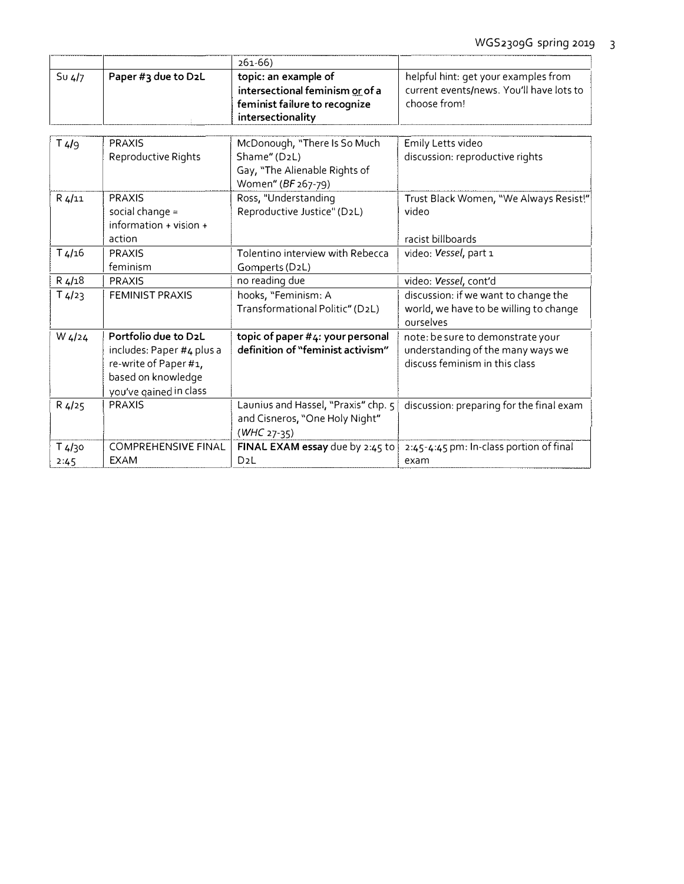| | | | |
|---|---|---|---|
| | | 261-66) | |
| Su 4/7 | **Paper #3 due to D2L** | **topic: an example of intersectional feminism or of a feminist failure to recognize intersectionality** | helpful hint: get your examples from current events/news. You'll have lots to choose from! |
| T 4/9 | PRAXIS<br>Reproductive Rights | McDonough, "There Is So Much Shame" (D2L)<br>Gay, "The Alienable Rights of Women" (*BF* 267-79) | Emily Letts video<br>discussion: reproductive rights |
| R 4/11 | PRAXIS<br>social change = information + vision + action | Ross, "Understanding Reproductive Justice" (D2L) | Trust Black Women, "We Always Resist!" video<br><br>racist billboards |
| T 4/16 | PRAXIS<br>feminism | Tolentino interview with Rebecca Gomperts (D2L) | video: *Vessel*, part 1 |
| R 4/18 | PRAXIS | no reading due | video: *Vessel*, cont'd |
| T 4/23 | FEMINIST PRAXIS | hooks, "Feminism: A Transformational Politic" (D2L) | discussion: if we want to change the world, we have to be willing to change ourselves |
| W 4/24 | **Portfolio due to D2L**<br>includes: Paper #4 plus a re-write of Paper #1, based on knowledge you've gained in class | **topic of paper #4: your personal definition of "feminist activism"** | note: be sure to demonstrate your understanding of the many ways we discuss feminism in this class |
| R 4/25 | PRAXIS | Launius and Hassel, "Praxis" chp. 5 and Cisneros, "One Holy Night" (*WHC* 27-35) | discussion: preparing for the final exam |
| T 4/30 2:45 | COMPREHENSIVE FINAL EXAM | **FINAL EXAM essay** due by 2:45 to D2L | 2:45-4:45 pm: In-class portion of final exam |